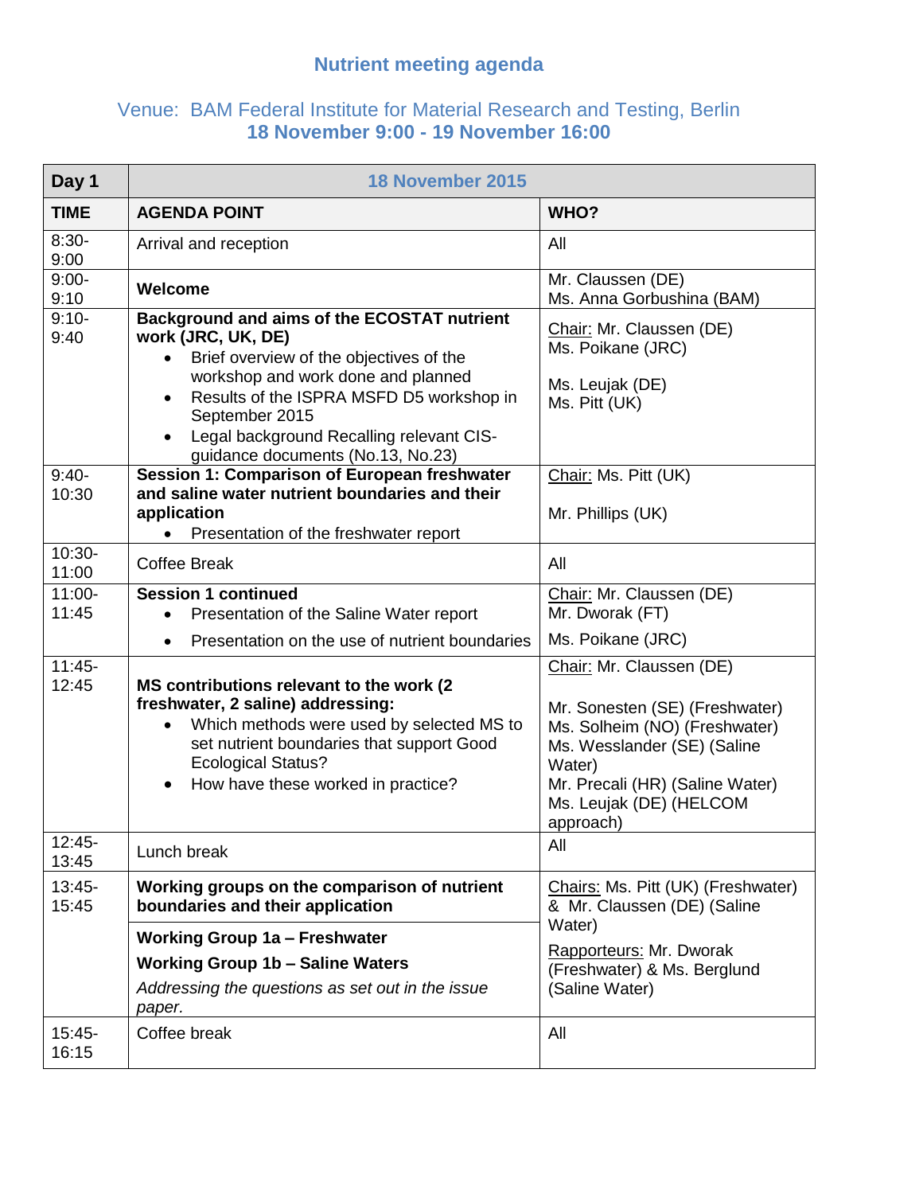# Nutrient meeting agenda

## Venue: BAM Federal Institute for Material Research and Testing, Berlin

## 18 November 9:00 - 19 November 16:00

| Day 1 | 18 November 2015 | |
|---|---|---|
| **TIME** | **AGENDA POINT** | **WHO?** |
| 8:30-9:00 | Arrival and reception | All |
| 9:00-9:10 | **Welcome** | Mr. Claussen (DE)<br>Ms. Anna Gorbushina (BAM) |
| 9:10-9:40 | **Background and aims of the ECOSTAT nutrient work (JRC, UK, DE)**<br>• Brief overview of the objectives of the workshop and work done and planned<br>• Results of the ISPRA MSFD D5 workshop in September 2015<br>• Legal background Recalling relevant CIS-guidance documents (No.13, No.23) | Chair: Mr. Claussen (DE)<br>Ms. Poikane (JRC)<br><br>Ms. Leujak (DE)<br>Ms. Pitt (UK) |
| 9:40-10:30 | **Session 1: Comparison of European freshwater and saline water nutrient boundaries and their application**<br>• Presentation of the freshwater report | Chair: Ms. Pitt (UK)<br><br>Mr. Phillips (UK) |
| 10:30-11:00 | Coffee Break | All |
| 11:00-11:45 | **Session 1 continued**<br>• Presentation of the Saline Water report<br>• Presentation on the use of nutrient boundaries | Chair: Mr. Claussen (DE)<br>Mr. Dworak (FT)<br>Ms. Poikane (JRC) |
| 11:45-12:45 | **MS contributions relevant to the work (2 freshwater, 2 saline) addressing:**<br>• Which methods were used by selected MS to set nutrient boundaries that support Good Ecological Status?<br>• How have these worked in practice? | Chair: Mr. Claussen (DE)<br><br>Mr. Sonesten (SE) (Freshwater)<br>Ms. Solheim (NO) (Freshwater)<br>Ms. Wesslander (SE) (Saline Water)<br>Mr. Precali (HR) (Saline Water)<br>Ms. Leujak (DE) (HELCOM approach) |
| 12:45-13:45 | Lunch break | All |
| 13:45-15:45 | **Working groups on the comparison of nutrient boundaries and their application**<br><br>**Working Group 1a – Freshwater**<br>**Working Group 1b – Saline Waters**<br>*Addressing the questions as set out in the issue paper.* | Chairs: Ms. Pitt (UK) (Freshwater) & Mr. Claussen (DE) (Saline Water)<br>Rapporteurs: Mr. Dworak (Freshwater) & Ms. Berglund (Saline Water) |
| 15:45-16:15 | Coffee break | All |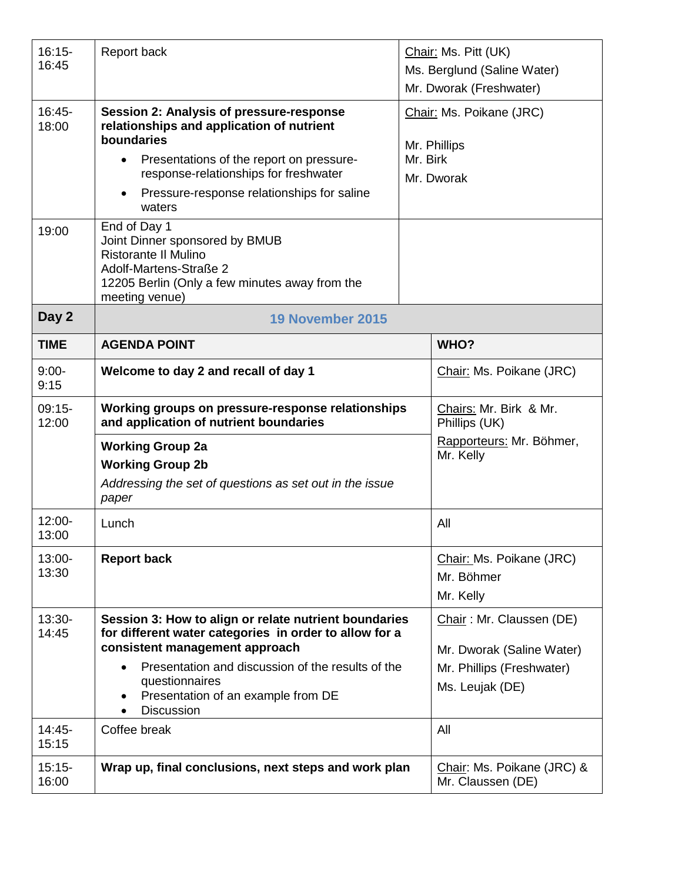| | | |
|---|---|---|
| 16:15-16:45 | Report back | Chair: Ms. Pitt (UK)<br>Ms. Berglund (Saline Water)<br>Mr. Dworak (Freshwater) |
| 16:45-18:00 | **Session 2: Analysis of pressure-response relationships and application of nutrient boundaries**<br>• Presentations of the report on pressure-response-relationships for freshwater<br>• Pressure-response relationships for saline waters | Chair: Ms. Poikane (JRC)<br>Mr. Phillips<br>Mr. Birk<br>Mr. Dworak |
| 19:00 | End of Day 1<br>Joint Dinner sponsored by BMUB<br>Ristorante Il Mulino<br>Adolf-Martens-Straße 2<br>12205 Berlin (Only a few minutes away from the meeting venue) | |

| **Day 2** | **19 November 2015** | |
|---|---|---|
| **TIME** | **AGENDA POINT** | **WHO?** |
| 9:00-9:15 | **Welcome to day 2 and recall of day 1** | Chair: Ms. Poikane (JRC) |
| 09:15-12:00 | **Working groups on pressure-response relationships and application of nutrient boundaries**<br>**Working Group 2a**<br>**Working Group 2b**<br>*Addressing the set of questions as set out in the issue paper* | Chairs: Mr. Birk & Mr. Phillips (UK)<br>Rapporteurs: Mr. Böhmer, Mr. Kelly |
| 12:00-13:00 | Lunch | All |
| 13:00-13:30 | **Report back** | Chair: Ms. Poikane (JRC)<br>Mr. Böhmer<br>Mr. Kelly |
| 13:30-14:45 | **Session 3: How to align or relate nutrient boundaries for different water categories in order to allow for a consistent management approach**<br>• Presentation and discussion of the results of the questionnaires<br>• Presentation of an example from DE<br>• Discussion | Chair : Mr. Claussen (DE)<br>Mr. Dworak (Saline Water)<br>Mr. Phillips (Freshwater)<br>Ms. Leujak (DE) |
| 14:45-15:15 | Coffee break | All |
| 15:15-16:00 | **Wrap up, final conclusions, next steps and work plan** | Chair: Ms. Poikane (JRC) & Mr. Claussen (DE) |